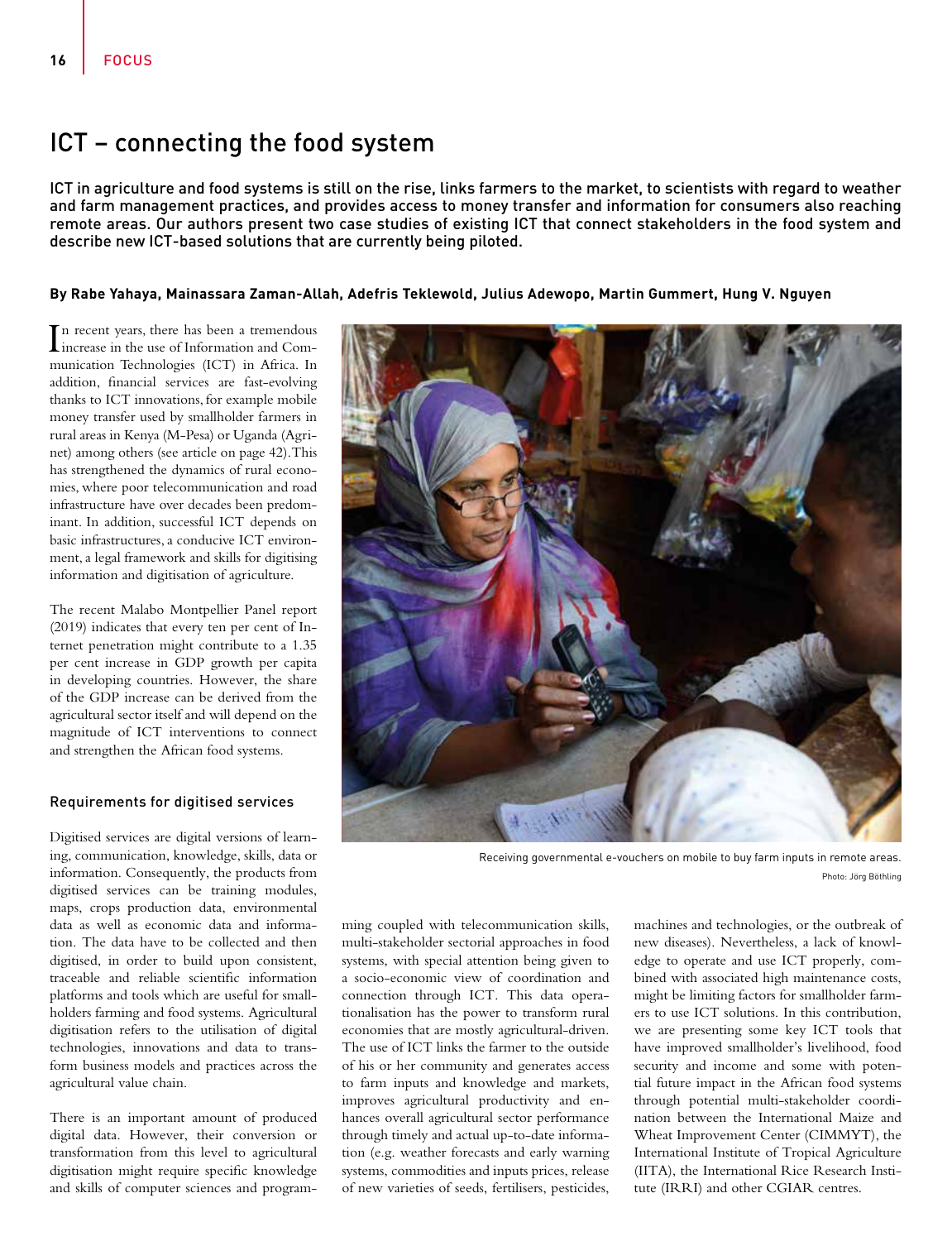# ICT – connecting the food system

**ICT in agriculture and food systems is still on the rise, links farmers to the market, to scientists with regard to weather and farm management practices, and provides access to money transfer and information for consumers also reaching remote areas. Our authors present two case studies of existing ICT that connect stakeholders in the food system and describe new ICT-based solutions that are currently being piloted.**

**By Rabe Yahaya, Mainassara Zaman-Allah, Adefris Teklewold, Julius Adewopo, Martin Gummert, Hung V. Nguyen**

In recent years, there has been a tremendous increase in the use of Information and Communication Technologies (ICT) in Africa. In addition, financial services are fast-evolving thanks to ICT innovations, for example mobile money transfer used by smallholder farmers in rural areas in Kenya (M-Pesa) or Uganda (Agrinet) among others (see article on page 42). This has strengthened the dynamics of rural economies, where poor telecommunication and road infrastructure have over decades been predominant. In addition, successful ICT depends on basic infrastructures, a conducive ICT environment, a legal framework and skills for digitising information and digitisation of agriculture.

The recent Malabo Montpellier Panel report (2019) indicates that every ten per cent of Internet penetration might contribute to a 1.35 per cent increase in GDP growth per capita in developing countries. However, the share of the GDP increase can be derived from the agricultural sector itself and will depend on the magnitude of ICT interventions to connect and strengthen the African food systems.

## Requirements for digitised services

Digitised services are digital versions of learning, communication, knowledge, skills, data or information. Consequently, the products from digitised services can be training modules, maps, crops production data, environmental data as well as economic data and information. The data have to be collected and then digitised, in order to build upon consistent, traceable and reliable scientific information platforms and tools which are useful for smallholders farming and food systems. Agricultural digitisation refers to the utilisation of digital technologies, innovations and data to transform business models and practices across the agricultural value chain.

There is an important amount of produced digital data. However, their conversion or transformation from this level to agricultural digitisation might require specific knowledge and skills of computer sciences and programming coupled with telecommunication skills, multi-stakeholder sectorial approaches in food systems, with special attention being given to a socio-economic view of coordination and connection through ICT. This data operationalisation has the power to transform rural economies that are mostly agricultural-driven. The use of ICT links the farmer to the outside of his or her community and generates access to farm inputs and knowledge and markets, improves agricultural productivity and enhances overall agricultural sector performance through timely and actual up-to-date information (e.g. weather forecasts and early warning systems, commodities and inputs prices, release of new varieties of seeds, fertilisers, pesticides, machines and technologies, or the outbreak of new diseases). Nevertheless, a lack of knowledge to operate and use ICT properly, combined with associated high maintenance costs, might be limiting factors for smallholder farmers to use ICT solutions. In this contribution, we are presenting some key ICT tools that have improved smallholder's livelihood, food security and income and some with potential future impact in the African food systems through potential multi-stakeholder coordination between the International Maize and Wheat Improvement Center (CIMMYT), the International Institute of Tropical Agriculture (IITA), the International Rice Research Institute (IRRI) and other CGIAR centres.

Receiving governmental e-vouchers on mobile to buy farm inputs in remote areas.
Photo: Jörg Böthling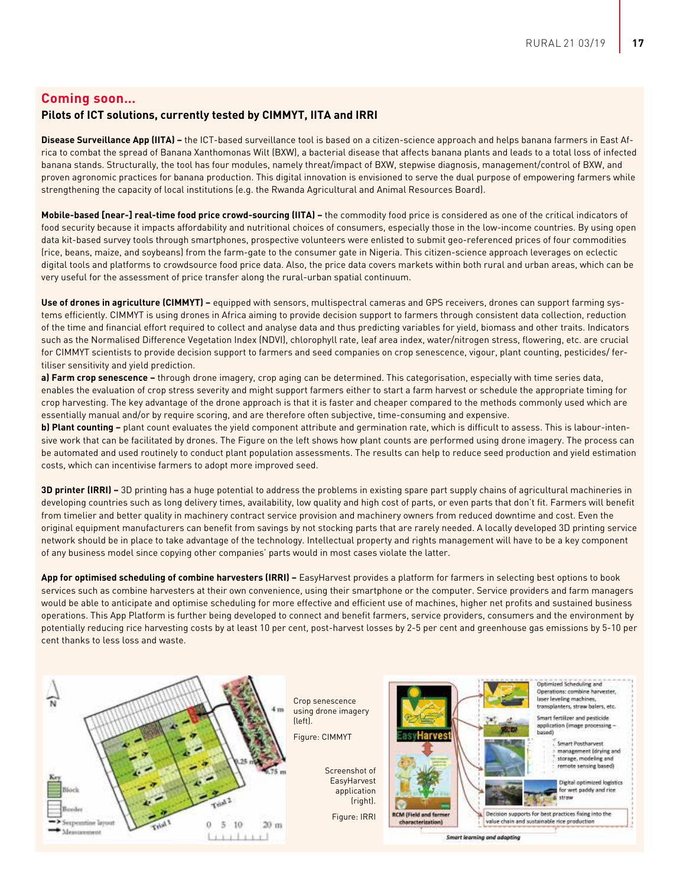## Coming soon...

### Pilots of ICT solutions, currently tested by CIMMYT, IITA and IRRI

**Disease Surveillance App (IITA) –** the ICT-based surveillance tool is based on a citizen-science approach and helps banana farmers in East Africa to combat the spread of Banana Xanthomonas Wilt (BXW), a bacterial disease that affects banana plants and leads to a total loss of infected banana stands. Structurally, the tool has four modules, namely threat/impact of BXW, stepwise diagnosis, management/control of BXW, and proven agronomic practices for banana production. This digital innovation is envisioned to serve the dual purpose of empowering farmers while strengthening the capacity of local institutions (e.g. the Rwanda Agricultural and Animal Resources Board).

**Mobile-based [near-] real-time food price crowd-sourcing (IITA) –** the commodity food price is considered as one of the critical indicators of food security because it impacts affordability and nutritional choices of consumers, especially those in the low-income countries. By using open data kit-based survey tools through smartphones, prospective volunteers were enlisted to submit geo-referenced prices of four commodities (rice, beans, maize, and soybeans) from the farm-gate to the consumer gate in Nigeria. This citizen-science approach leverages on eclectic digital tools and platforms to crowdsource food price data. Also, the price data covers markets within both rural and urban areas, which can be very useful for the assessment of price transfer along the rural-urban spatial continuum.

**Use of drones in agriculture (CIMMYT) –** equipped with sensors, multispectral cameras and GPS receivers, drones can support farming systems efficiently. CIMMYT is using drones in Africa aiming to provide decision support to farmers through consistent data collection, reduction of the time and financial effort required to collect and analyse data and thus predicting variables for yield, biomass and other traits. Indicators such as the Normalised Difference Vegetation Index (NDVI), chlorophyll rate, leaf area index, water/nitrogen stress, flowering, etc. are crucial for CIMMYT scientists to provide decision support to farmers and seed companies on crop senescence, vigour, plant counting, pesticides/ fertiliser sensitivity and yield prediction.

**a) Farm crop senescence –** through drone imagery, crop aging can be determined. This categorisation, especially with time series data, enables the evaluation of crop stress severity and might support farmers either to start a farm harvest or schedule the appropriate timing for crop harvesting. The key advantage of the drone approach is that it is faster and cheaper compared to the methods commonly used which are essentially manual and/or by require scoring, and are therefore often subjective, time-consuming and expensive.

**b) Plant counting –** plant count evaluates the yield component attribute and germination rate, which is difficult to assess. This is labour-intensive work that can be facilitated by drones. The Figure on the left shows how plant counts are performed using drone imagery. The process can be automated and used routinely to conduct plant population assessments. The results can help to reduce seed production and yield estimation costs, which can incentivise farmers to adopt more improved seed.

**3D printer (IRRI) –** 3D printing has a huge potential to address the problems in existing spare part supply chains of agricultural machineries in developing countries such as long delivery times, availability, low quality and high cost of parts, or even parts that don't fit. Farmers will benefit from timelier and better quality in machinery contract service provision and machinery owners from reduced downtime and cost. Even the original equipment manufacturers can benefit from savings by not stocking parts that are rarely needed. A locally developed 3D printing service network should be in place to take advantage of the technology. Intellectual property and rights management will have to be a key component of any business model since copying other companies' parts would in most cases violate the latter.

**App for optimised scheduling of combine harvesters (IRRI) –** EasyHarvest provides a platform for farmers in selecting best options to book services such as combine harvesters at their own convenience, using their smartphone or the computer. Service providers and farm managers would be able to anticipate and optimise scheduling for more effective and efficient use of machines, higher net profits and sustained business operations. This App Platform is further being developed to connect and benefit farmers, service providers, consumers and the environment by potentially reducing rice harvesting costs by at least 10 per cent, post-harvest losses by 2-5 per cent and greenhouse gas emissions by 5-10 per cent thanks to less loss and waste.

Crop senescence using drone imagery (left).

Figure: CIMMYT

Screenshot of EasyHarvest application (right).

Figure: IRRI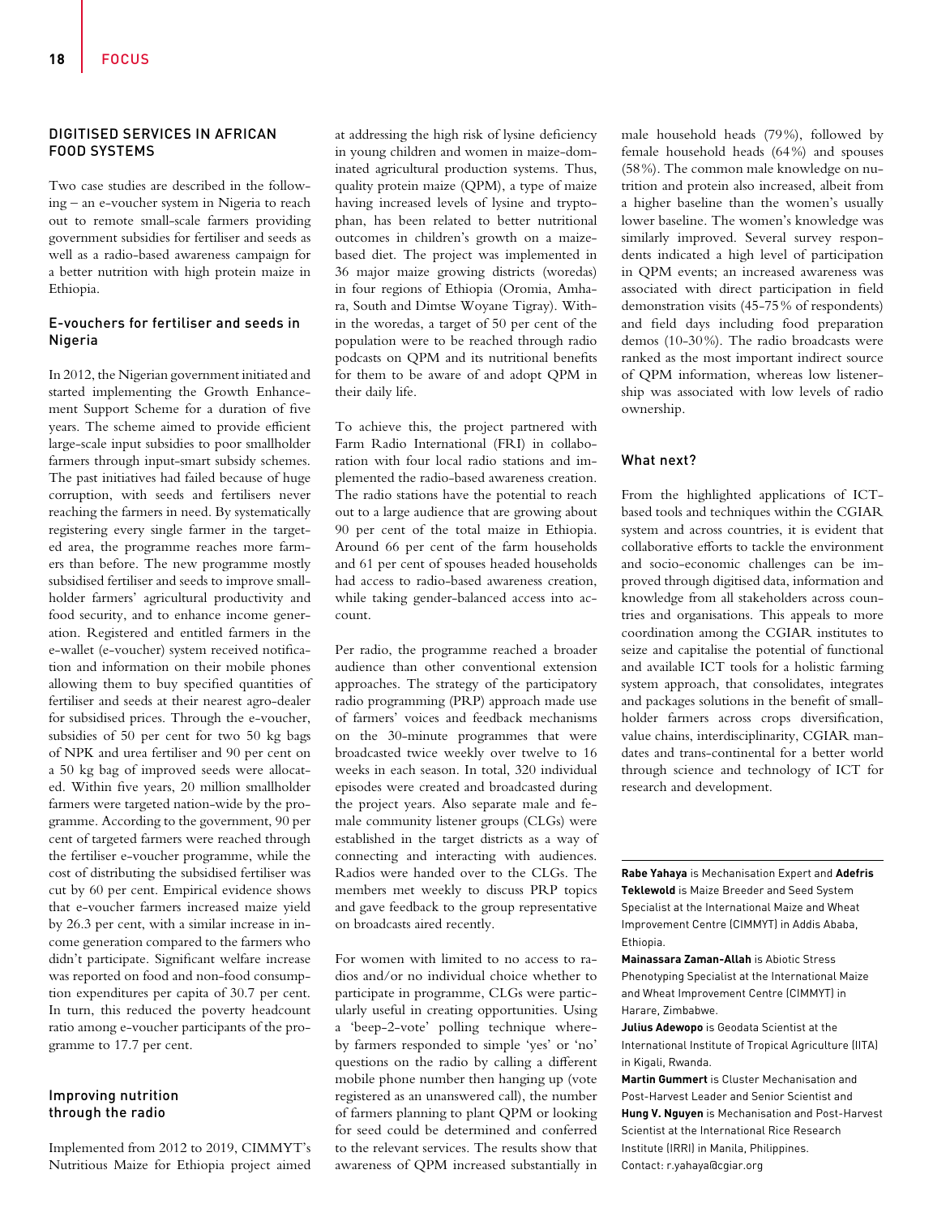## DIGITISED SERVICES IN AFRICAN FOOD SYSTEMS

Two case studies are described in the following – an e-voucher system in Nigeria to reach out to remote small-scale farmers providing government subsidies for fertiliser and seeds as well as a radio-based awareness campaign for a better nutrition with high protein maize in Ethiopia.

### E-vouchers for fertiliser and seeds in Nigeria

In 2012, the Nigerian government initiated and started implementing the Growth Enhancement Support Scheme for a duration of five years. The scheme aimed to provide efficient large-scale input subsidies to poor smallholder farmers through input-smart subsidy schemes. The past initiatives had failed because of huge corruption, with seeds and fertilisers never reaching the farmers in need. By systematically registering every single farmer in the targeted area, the programme reaches more farmers than before. The new programme mostly subsidised fertiliser and seeds to improve smallholder farmers' agricultural productivity and food security, and to enhance income generation. Registered and entitled farmers in the e-wallet (e-voucher) system received notification and information on their mobile phones allowing them to buy specified quantities of fertiliser and seeds at their nearest agro-dealer for subsidised prices. Through the e-voucher, subsidies of 50 per cent for two 50 kg bags of NPK and urea fertiliser and 90 per cent on a 50 kg bag of improved seeds were allocated. Within five years, 20 million smallholder farmers were targeted nation-wide by the programme. According to the government, 90 per cent of targeted farmers were reached through the fertiliser e-voucher programme, while the cost of distributing the subsidised fertiliser was cut by 60 per cent. Empirical evidence shows that e-voucher farmers increased maize yield by 26.3 per cent, with a similar increase in income generation compared to the farmers who didn't participate. Significant welfare increase was reported on food and non-food consumption expenditures per capita of 30.7 per cent. In turn, this reduced the poverty headcount ratio among e-voucher participants of the programme to 17.7 per cent.

### Improving nutrition through the radio

Implemented from 2012 to 2019, CIMMYT's Nutritious Maize for Ethiopia project aimed at addressing the high risk of lysine deficiency in young children and women in maize-dominated agricultural production systems. Thus, quality protein maize (QPM), a type of maize having increased levels of lysine and tryptophan, has been related to better nutritional outcomes in children's growth on a maize-based diet. The project was implemented in 36 major maize growing districts (woredas) in four regions of Ethiopia (Oromia, Amhara, South and Dimtse Woyane Tigray). Within the woredas, a target of 50 per cent of the population were to be reached through radio podcasts on QPM and its nutritional benefits for them to be aware of and adopt QPM in their daily life.

To achieve this, the project partnered with Farm Radio International (FRI) in collaboration with four local radio stations and implemented the radio-based awareness creation. The radio stations have the potential to reach out to a large audience that are growing about 90 per cent of the total maize in Ethiopia. Around 66 per cent of the farm households and 61 per cent of spouses headed households had access to radio-based awareness creation, while taking gender-balanced access into account.

Per radio, the programme reached a broader audience than other conventional extension approaches. The strategy of the participatory radio programming (PRP) approach made use of farmers' voices and feedback mechanisms on the 30-minute programmes that were broadcasted twice weekly over twelve to 16 weeks in each season. In total, 320 individual episodes were created and broadcasted during the project years. Also separate male and female community listener groups (CLGs) were established in the target districts as a way of connecting and interacting with audiences. Radios were handed over to the CLGs. The members met weekly to discuss PRP topics and gave feedback to the group representative on broadcasts aired recently.

For women with limited to no access to radios and/or no individual choice whether to participate in programme, CLGs were particularly useful in creating opportunities. Using a 'beep-2-vote' polling technique whereby farmers responded to simple 'yes' or 'no' questions on the radio by calling a different mobile phone number then hanging up (vote registered as an unanswered call), the number of farmers planning to plant QPM or looking for seed could be determined and conferred to the relevant services. The results show that awareness of QPM increased substantially in male household heads (79%), followed by female household heads (64%) and spouses (58%). The common male knowledge on nutrition and protein also increased, albeit from a higher baseline than the women's usually lower baseline. The women's knowledge was similarly improved. Several survey respondents indicated a high level of participation in QPM events; an increased awareness was associated with direct participation in field demonstration visits (45-75% of respondents) and field days including food preparation demos (10-30%). The radio broadcasts were ranked as the most important indirect source of QPM information, whereas low listenership was associated with low levels of radio ownership.

### What next?

From the highlighted applications of ICT-based tools and techniques within the CGIAR system and across countries, it is evident that collaborative efforts to tackle the environment and socio-economic challenges can be improved through digitised data, information and knowledge from all stakeholders across countries and organisations. This appeals to more coordination among the CGIAR institutes to seize and capitalise the potential of functional and available ICT tools for a holistic farming system approach, that consolidates, integrates and packages solutions in the benefit of smallholder farmers across crops diversification, value chains, interdisciplinarity, CGIAR mandates and trans-continental for a better world through science and technology of ICT for research and development.

---

**Rabe Yahaya** is Mechanisation Expert and **Adefris Teklewold** is Maize Breeder and Seed System Specialist at the International Maize and Wheat Improvement Centre (CIMMYT) in Addis Ababa, Ethiopia.

**Mainassara Zaman-Allah** is Abiotic Stress Phenotyping Specialist at the International Maize and Wheat Improvement Centre (CIMMYT) in Harare, Zimbabwe.

**Julius Adewopo** is Geodata Scientist at the International Institute of Tropical Agriculture (IITA) in Kigali, Rwanda.

**Martin Gummert** is Cluster Mechanisation and Post-Harvest Leader and Senior Scientist and **Hung V. Nguyen** is Mechanisation and Post-Harvest Scientist at the International Rice Research Institute (IRRI) in Manila, Philippines.

Contact: r.yahaya@cgiar.org